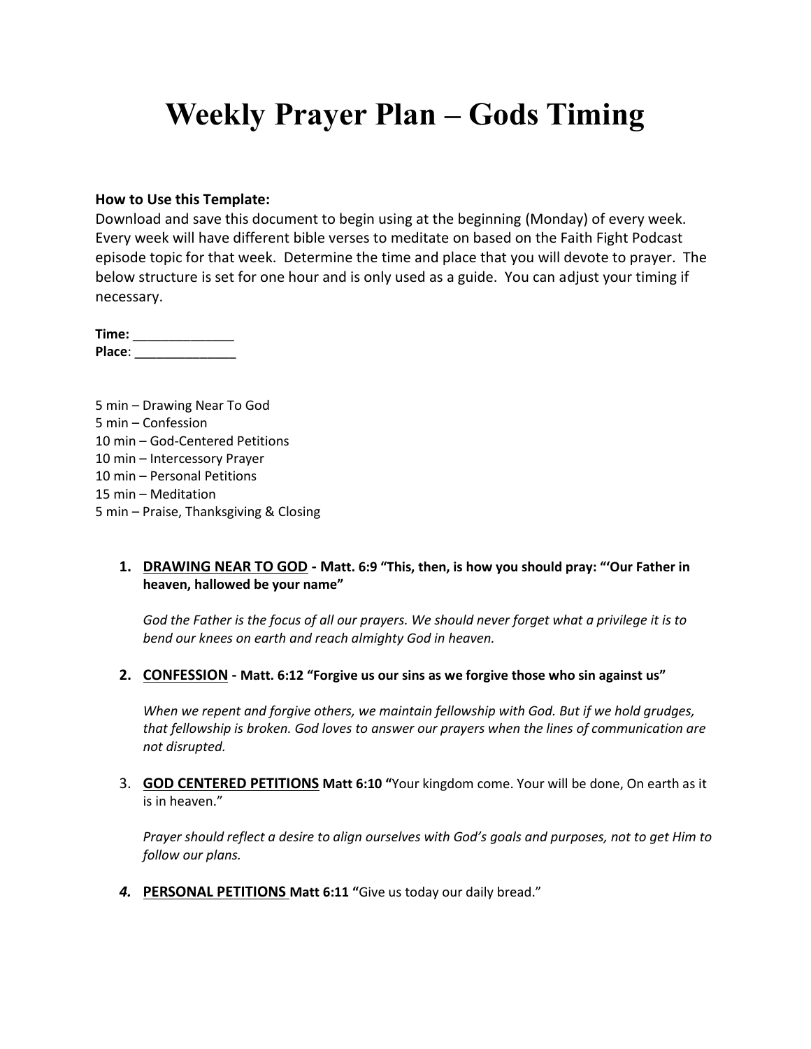# Weekly Prayer Plan – Gods Timing

**How to Use this Template:**
Download and save this document to begin using at the beginning (Monday) of every week. Every week will have different bible verses to meditate on based on the Faith Fight Podcast episode topic for that week. Determine the time and place that you will devote to prayer. The below structure is set for one hour and is only used as a guide. You can adjust your timing if necessary.

**Time:** ______________
**Place**: ______________

5 min – Drawing Near To God
5 min – Confession
10 min – God-Centered Petitions
10 min – Intercessory Prayer
10 min – Personal Petitions
15 min – Meditation
5 min – Praise, Thanksgiving & Closing

1. **DRAWING NEAR TO GOD - Matt. 6:9 "This, then, is how you should pray: "'Our Father in heaven, hallowed be your name"**

   *God the Father is the focus of all our prayers. We should never forget what a privilege it is to bend our knees on earth and reach almighty God in heaven.*

2. **CONFESSION - Matt. 6:12 "Forgive us our sins as we forgive those who sin against us"**

   *When we repent and forgive others, we maintain fellowship with God. But if we hold grudges, that fellowship is broken. God loves to answer our prayers when the lines of communication are not disrupted.*

3. **GOD CENTERED PETITIONS Matt 6:10 "**Your kingdom come. Your will be done, On earth as it is in heaven."

   *Prayer should reflect a desire to align ourselves with God's goals and purposes, not to get Him to follow our plans.*

4. **PERSONAL PETITIONS Matt 6:11 "**Give us today our daily bread."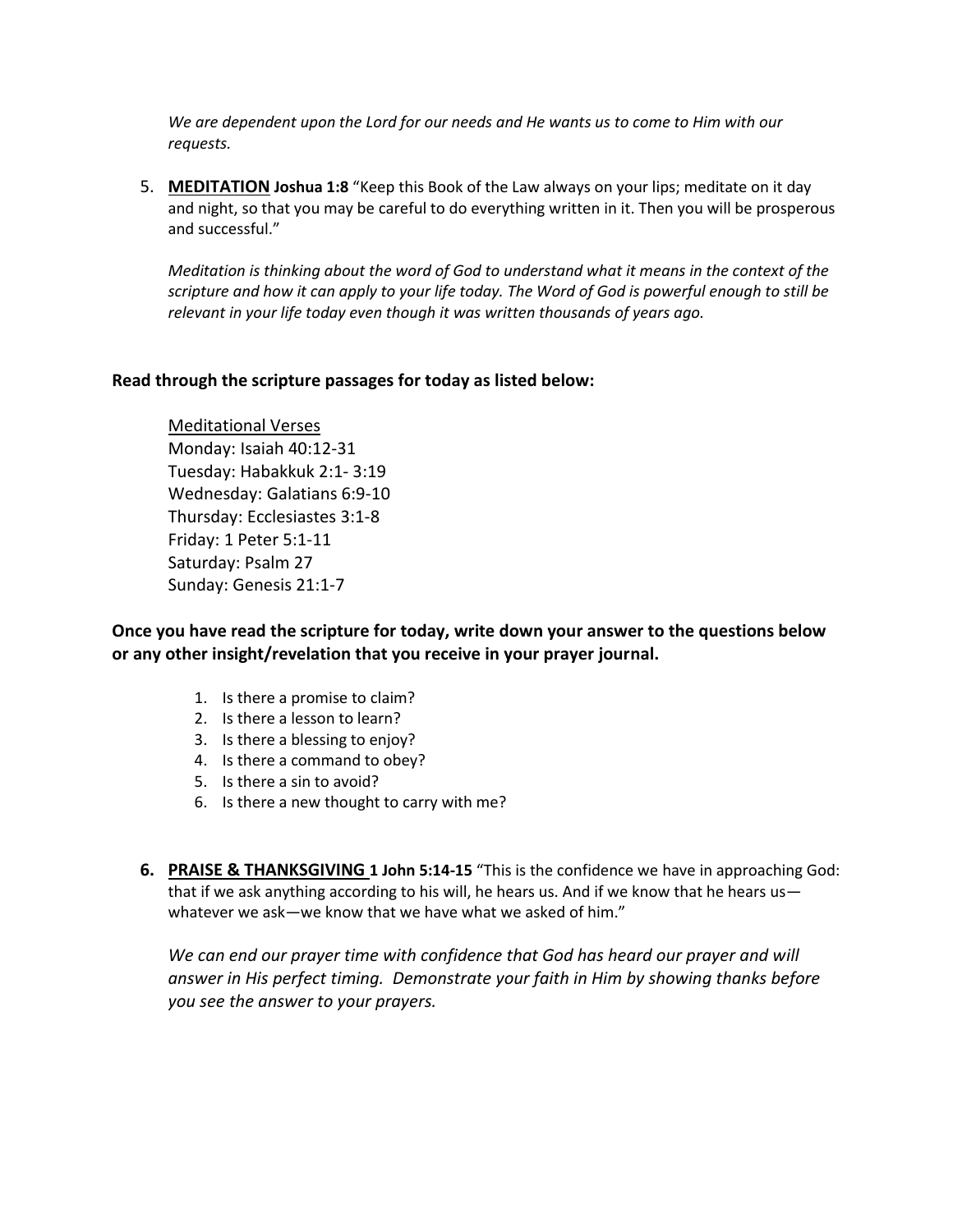*We are dependent upon the Lord for our needs and He wants us to come to Him with our requests.*

5. **MEDITATION** **Joshua 1:8** "Keep this Book of the Law always on your lips; meditate on it day and night, so that you may be careful to do everything written in it. Then you will be prosperous and successful."

   *Meditation is thinking about the word of God to understand what it means in the context of the scripture and how it can apply to your life today. The Word of God is powerful enough to still be relevant in your life today even though it was written thousands of years ago.*

**Read through the scripture passages for today as listed below:**

Meditational Verses
Monday: Isaiah 40:12-31
Tuesday: Habakkuk 2:1- 3:19
Wednesday: Galatians 6:9-10
Thursday: Ecclesiastes 3:1-8
Friday: 1 Peter 5:1-11
Saturday: Psalm 27
Sunday: Genesis 21:1-7

**Once you have read the scripture for today, write down your answer to the questions below or any other insight/revelation that you receive in your prayer journal.**

1. Is there a promise to claim?
2. Is there a lesson to learn?
3. Is there a blessing to enjoy?
4. Is there a command to obey?
5. Is there a sin to avoid?
6. Is there a new thought to carry with me?

6. **PRAISE & THANKSGIVING** **1 John 5:14-15** "This is the confidence we have in approaching God: that if we ask anything according to his will, he hears us. And if we know that he hears us—whatever we ask—we know that we have what we asked of him."

   *We can end our prayer time with confidence that God has heard our prayer and will answer in His perfect timing. Demonstrate your faith in Him by showing thanks before you see the answer to your prayers.*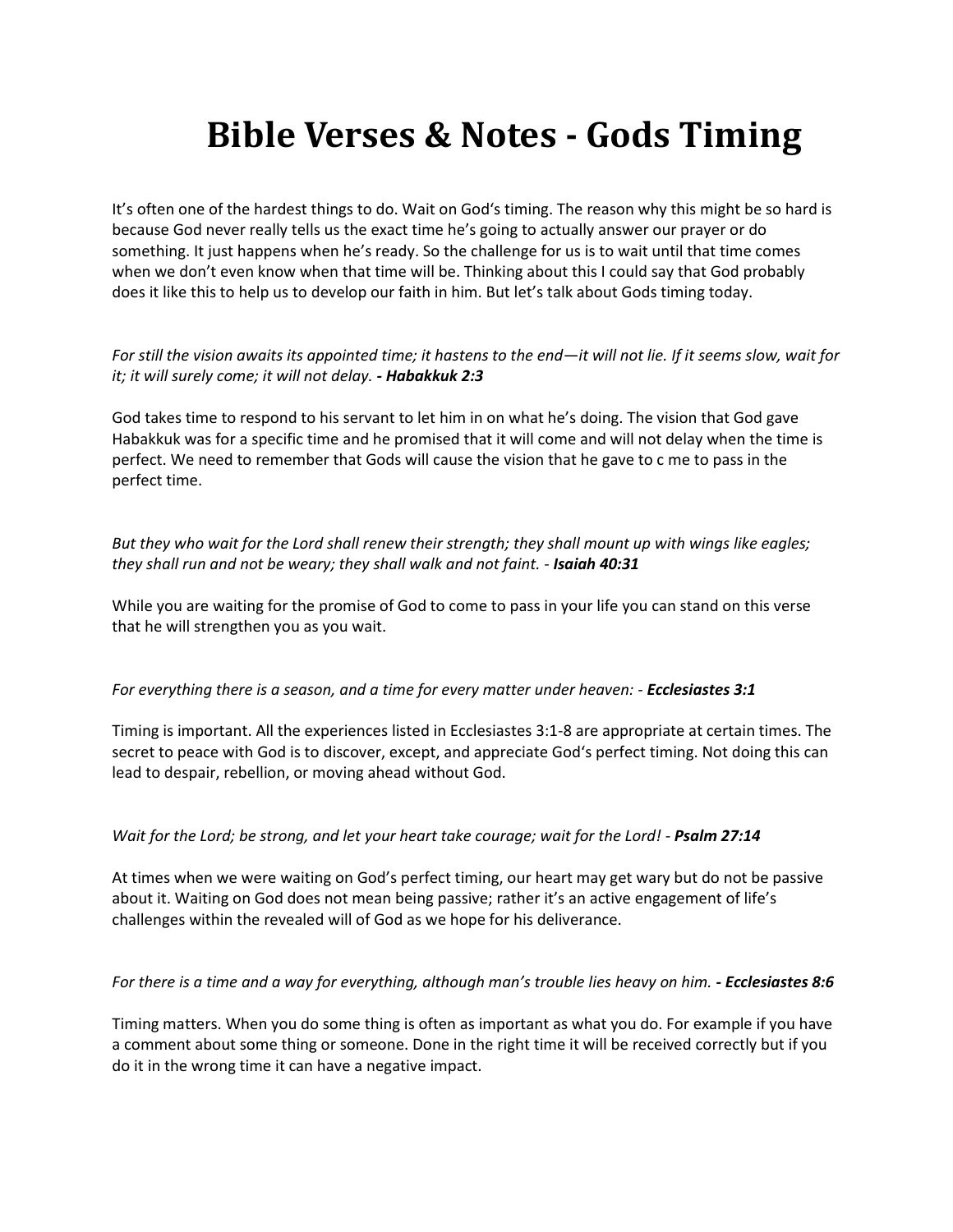# Bible Verses & Notes - Gods Timing

It's often one of the hardest things to do. Wait on God's timing. The reason why this might be so hard is because God never really tells us the exact time he's going to actually answer our prayer or do something. It just happens when he's ready. So the challenge for us is to wait until that time comes when we don't even know when that time will be. Thinking about this I could say that God probably does it like this to help us to develop our faith in him. But let's talk about Gods timing today.

*For still the vision awaits its appointed time; it hastens to the end—it will not lie. If it seems slow, wait for it; it will surely come; it will not delay.* ***- Habakkuk 2:3***

God takes time to respond to his servant to let him in on what he's doing. The vision that God gave Habakkuk was for a specific time and he promised that it will come and will not delay when the time is perfect. We need to remember that Gods will cause the vision that he gave to c me to pass in the perfect time.

*But they who wait for the Lord shall renew their strength; they shall mount up with wings like eagles; they shall run and not be weary; they shall walk and not faint. -* ***Isaiah 40:31***

While you are waiting for the promise of God to come to pass in your life you can stand on this verse that he will strengthen you as you wait.

*For everything there is a season, and a time for every matter under heaven: -* ***Ecclesiastes 3:1***

Timing is important. All the experiences listed in Ecclesiastes 3:1-8 are appropriate at certain times. The secret to peace with God is to discover, except, and appreciate God's perfect timing. Not doing this can lead to despair, rebellion, or moving ahead without God.

*Wait for the Lord; be strong, and let your heart take courage; wait for the Lord! -* ***Psalm 27:14***

At times when we were waiting on God's perfect timing, our heart may get wary but do not be passive about it. Waiting on God does not mean being passive; rather it's an active engagement of life's challenges within the revealed will of God as we hope for his deliverance.

*For there is a time and a way for everything, although man's trouble lies heavy on him.* ***- Ecclesiastes 8:6***

Timing matters. When you do some thing is often as important as what you do. For example if you have a comment about some thing or someone. Done in the right time it will be received correctly but if you do it in the wrong time it can have a negative impact.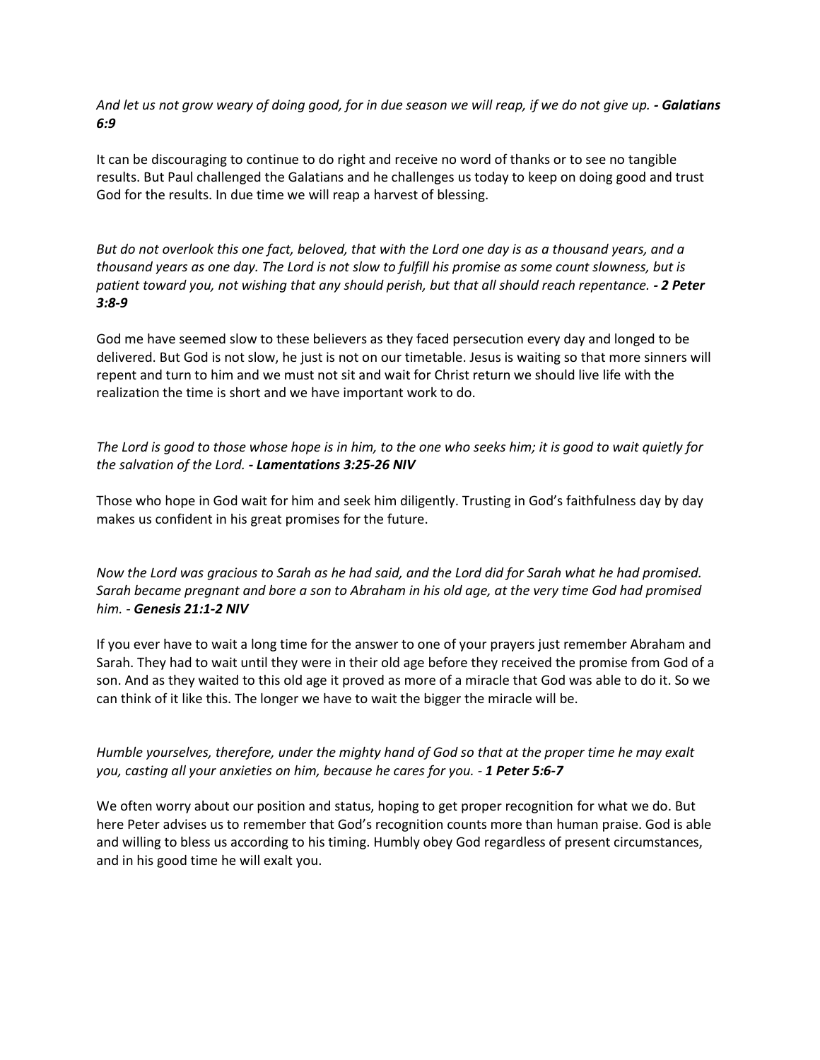*And let us not grow weary of doing good, for in due season we will reap, if we do not give up.* ***- Galatians 6:9***

It can be discouraging to continue to do right and receive no word of thanks or to see no tangible results. But Paul challenged the Galatians and he challenges us today to keep on doing good and trust God for the results. In due time we will reap a harvest of blessing.

*But do not overlook this one fact, beloved, that with the Lord one day is as a thousand years, and a thousand years as one day. The Lord is not slow to fulfill his promise as some count slowness, but is patient toward you, not wishing that any should perish, but that all should reach repentance.* ***- 2 Peter 3:8-9***

God me have seemed slow to these believers as they faced persecution every day and longed to be delivered. But God is not slow, he just is not on our timetable. Jesus is waiting so that more sinners will repent and turn to him and we must not sit and wait for Christ return we should live life with the realization the time is short and we have important work to do.

*The Lord is good to those whose hope is in him, to the one who seeks him; it is good to wait quietly for the salvation of the Lord.* ***- Lamentations 3:25-26 NIV***

Those who hope in God wait for him and seek him diligently. Trusting in God's faithfulness day by day makes us confident in his great promises for the future.

*Now the Lord was gracious to Sarah as he had said, and the Lord did for Sarah what he had promised. Sarah became pregnant and bore a son to Abraham in his old age, at the very time God had promised him. -* ***Genesis 21:1-2 NIV***

If you ever have to wait a long time for the answer to one of your prayers just remember Abraham and Sarah. They had to wait until they were in their old age before they received the promise from God of a son. And as they waited to this old age it proved as more of a miracle that God was able to do it. So we can think of it like this. The longer we have to wait the bigger the miracle will be.

*Humble yourselves, therefore, under the mighty hand of God so that at the proper time he may exalt you, casting all your anxieties on him, because he cares for you. -* ***1 Peter 5:6-7***

We often worry about our position and status, hoping to get proper recognition for what we do. But here Peter advises us to remember that God's recognition counts more than human praise. God is able and willing to bless us according to his timing. Humbly obey God regardless of present circumstances, and in his good time he will exalt you.